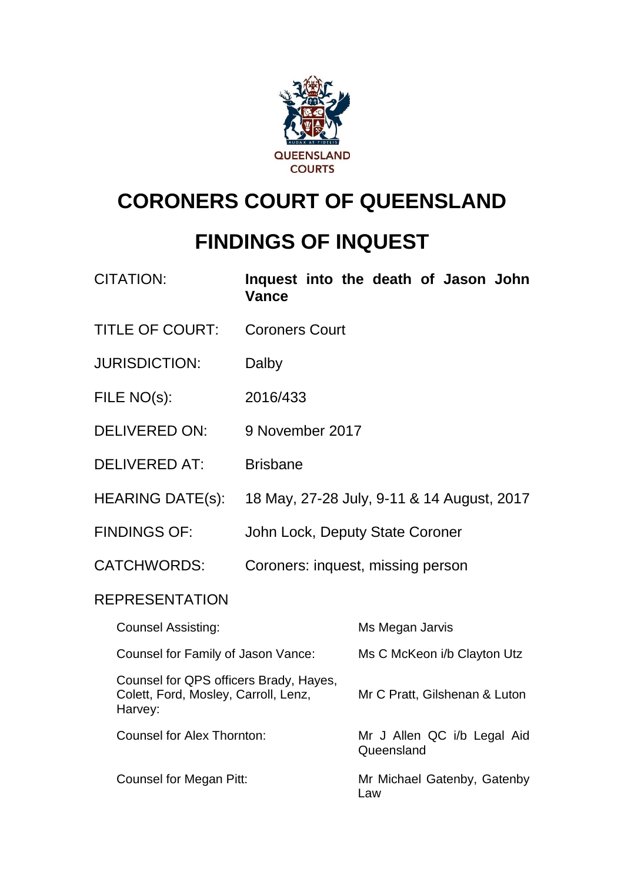QUEENSLAND COURTS

# CORONERS COURT OF QUEENSLAND

# FINDINGS OF INQUEST

| | |
|---|---|
| CITATION: | **Inquest into the death of Jason John Vance** |
| TITLE OF COURT: | Coroners Court |
| JURISDICTION: | Dalby |
| FILE NO(s): | 2016/433 |
| DELIVERED ON: | 9 November 2017 |
| DELIVERED AT: | Brisbane |
| HEARING DATE(s): | 18 May, 27-28 July, 9-11 & 14 August, 2017 |
| FINDINGS OF: | John Lock, Deputy State Coroner |
| CATCHWORDS: | Coroners: inquest, missing person |

REPRESENTATION

| | |
|---|---|
| Counsel Assisting: | Ms Megan Jarvis |
| Counsel for Family of Jason Vance: | Ms C McKeon i/b Clayton Utz |
| Counsel for QPS officers Brady, Hayes, Colett, Ford, Mosley, Carroll, Lenz, Harvey: | Mr C Pratt, Gilshenan & Luton |
| Counsel for Alex Thornton: | Mr J Allen QC i/b Legal Aid Queensland |
| Counsel for Megan Pitt: | Mr Michael Gatenby, Gatenby Law |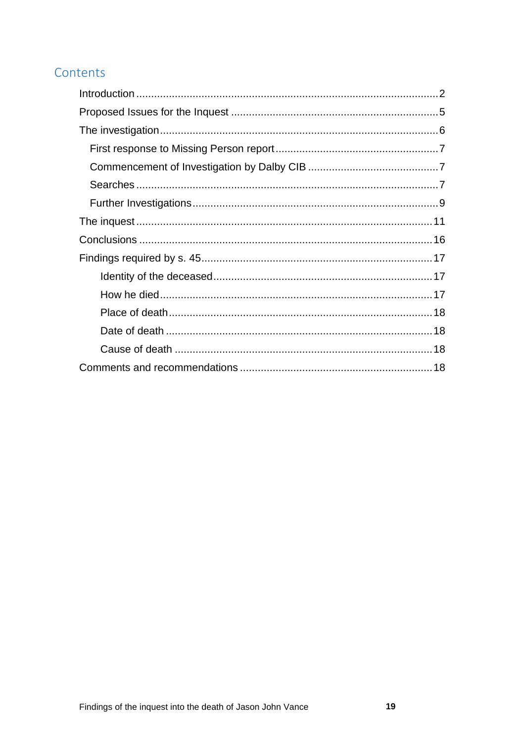## Contents

- Introduction ..... 2
- Proposed Issues for the Inquest ..... 5
- The investigation ..... 6
  - First response to Missing Person report ..... 7
  - Commencement of Investigation by Dalby CIB ..... 7
  - Searches ..... 7
  - Further Investigations ..... 9
- The inquest ..... 11
- Conclusions ..... 16
- Findings required by s. 45 ..... 17
  - Identity of the deceased ..... 17
  - How he died ..... 17
  - Place of death ..... 18
  - Date of death ..... 18
  - Cause of death ..... 18
- Comments and recommendations ..... 18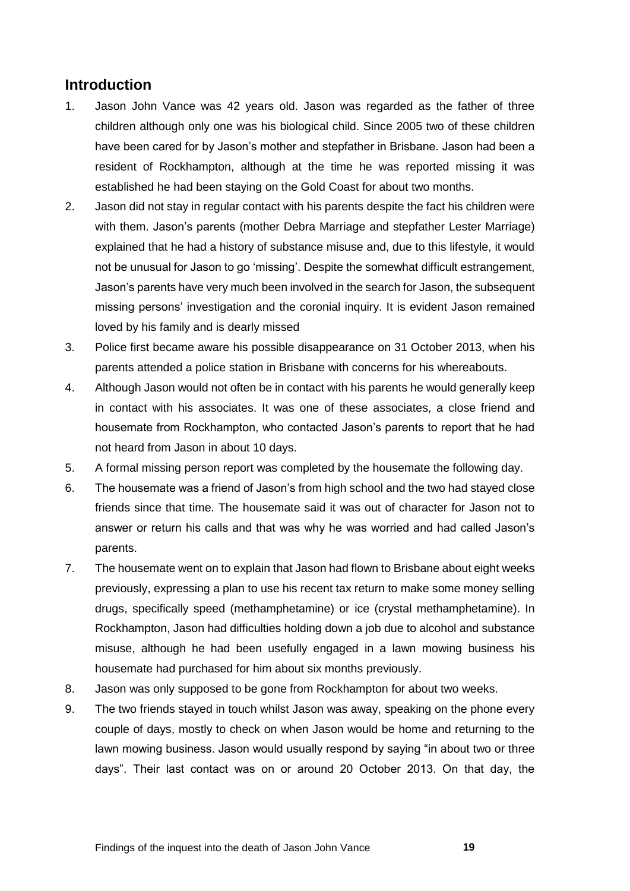## Introduction

1. Jason John Vance was 42 years old. Jason was regarded as the father of three children although only one was his biological child. Since 2005 two of these children have been cared for by Jason's mother and stepfather in Brisbane. Jason had been a resident of Rockhampton, although at the time he was reported missing it was established he had been staying on the Gold Coast for about two months.
2. Jason did not stay in regular contact with his parents despite the fact his children were with them. Jason's parents (mother Debra Marriage and stepfather Lester Marriage) explained that he had a history of substance misuse and, due to this lifestyle, it would not be unusual for Jason to go 'missing'. Despite the somewhat difficult estrangement, Jason's parents have very much been involved in the search for Jason, the subsequent missing persons' investigation and the coronial inquiry. It is evident Jason remained loved by his family and is dearly missed
3. Police first became aware his possible disappearance on 31 October 2013, when his parents attended a police station in Brisbane with concerns for his whereabouts.
4. Although Jason would not often be in contact with his parents he would generally keep in contact with his associates. It was one of these associates, a close friend and housemate from Rockhampton, who contacted Jason's parents to report that he had not heard from Jason in about 10 days.
5. A formal missing person report was completed by the housemate the following day.
6. The housemate was a friend of Jason's from high school and the two had stayed close friends since that time. The housemate said it was out of character for Jason not to answer or return his calls and that was why he was worried and had called Jason's parents.
7. The housemate went on to explain that Jason had flown to Brisbane about eight weeks previously, expressing a plan to use his recent tax return to make some money selling drugs, specifically speed (methamphetamine) or ice (crystal methamphetamine). In Rockhampton, Jason had difficulties holding down a job due to alcohol and substance misuse, although he had been usefully engaged in a lawn mowing business his housemate had purchased for him about six months previously.
8. Jason was only supposed to be gone from Rockhampton for about two weeks.
9. The two friends stayed in touch whilst Jason was away, speaking on the phone every couple of days, mostly to check on when Jason would be home and returning to the lawn mowing business. Jason would usually respond by saying "in about two or three days". Their last contact was on or around 20 October 2013. On that day, the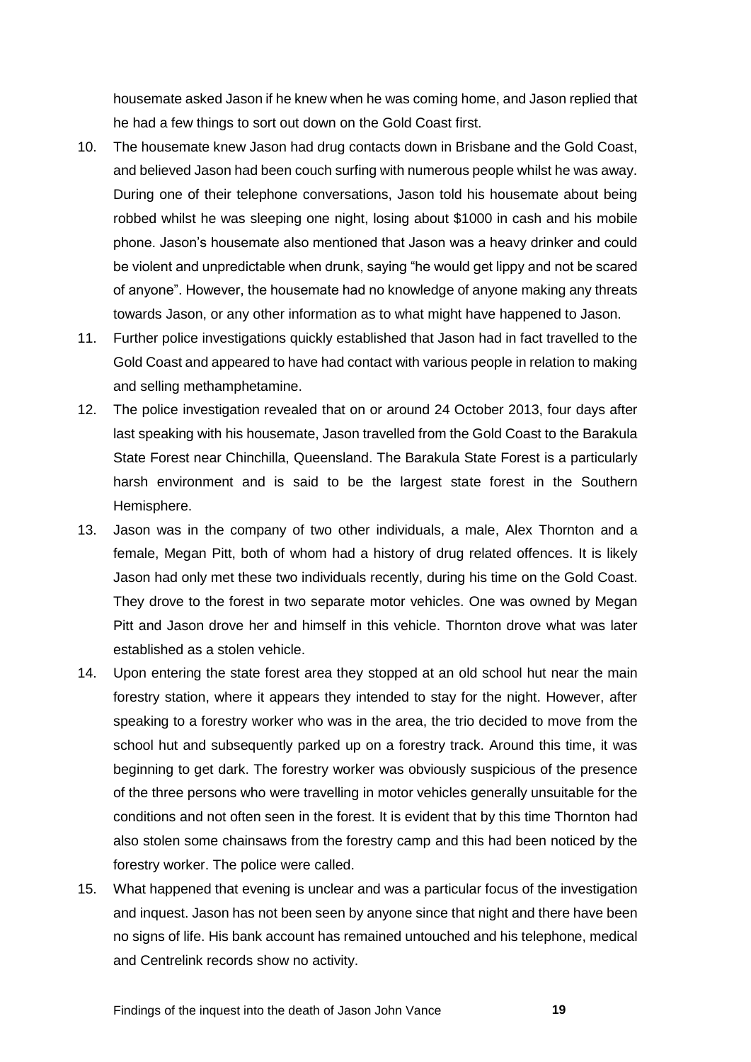housemate asked Jason if he knew when he was coming home, and Jason replied that he had a few things to sort out down on the Gold Coast first.

10. The housemate knew Jason had drug contacts down in Brisbane and the Gold Coast, and believed Jason had been couch surfing with numerous people whilst he was away. During one of their telephone conversations, Jason told his housemate about being robbed whilst he was sleeping one night, losing about $1000 in cash and his mobile phone. Jason's housemate also mentioned that Jason was a heavy drinker and could be violent and unpredictable when drunk, saying "he would get lippy and not be scared of anyone". However, the housemate had no knowledge of anyone making any threats towards Jason, or any other information as to what might have happened to Jason.

11. Further police investigations quickly established that Jason had in fact travelled to the Gold Coast and appeared to have had contact with various people in relation to making and selling methamphetamine.

12. The police investigation revealed that on or around 24 October 2013, four days after last speaking with his housemate, Jason travelled from the Gold Coast to the Barakula State Forest near Chinchilla, Queensland. The Barakula State Forest is a particularly harsh environment and is said to be the largest state forest in the Southern Hemisphere.

13. Jason was in the company of two other individuals, a male, Alex Thornton and a female, Megan Pitt, both of whom had a history of drug related offences. It is likely Jason had only met these two individuals recently, during his time on the Gold Coast. They drove to the forest in two separate motor vehicles. One was owned by Megan Pitt and Jason drove her and himself in this vehicle. Thornton drove what was later established as a stolen vehicle.

14. Upon entering the state forest area they stopped at an old school hut near the main forestry station, where it appears they intended to stay for the night. However, after speaking to a forestry worker who was in the area, the trio decided to move from the school hut and subsequently parked up on a forestry track. Around this time, it was beginning to get dark. The forestry worker was obviously suspicious of the presence of the three persons who were travelling in motor vehicles generally unsuitable for the conditions and not often seen in the forest. It is evident that by this time Thornton had also stolen some chainsaws from the forestry camp and this had been noticed by the forestry worker. The police were called.

15. What happened that evening is unclear and was a particular focus of the investigation and inquest. Jason has not been seen by anyone since that night and there have been no signs of life. His bank account has remained untouched and his telephone, medical and Centrelink records show no activity.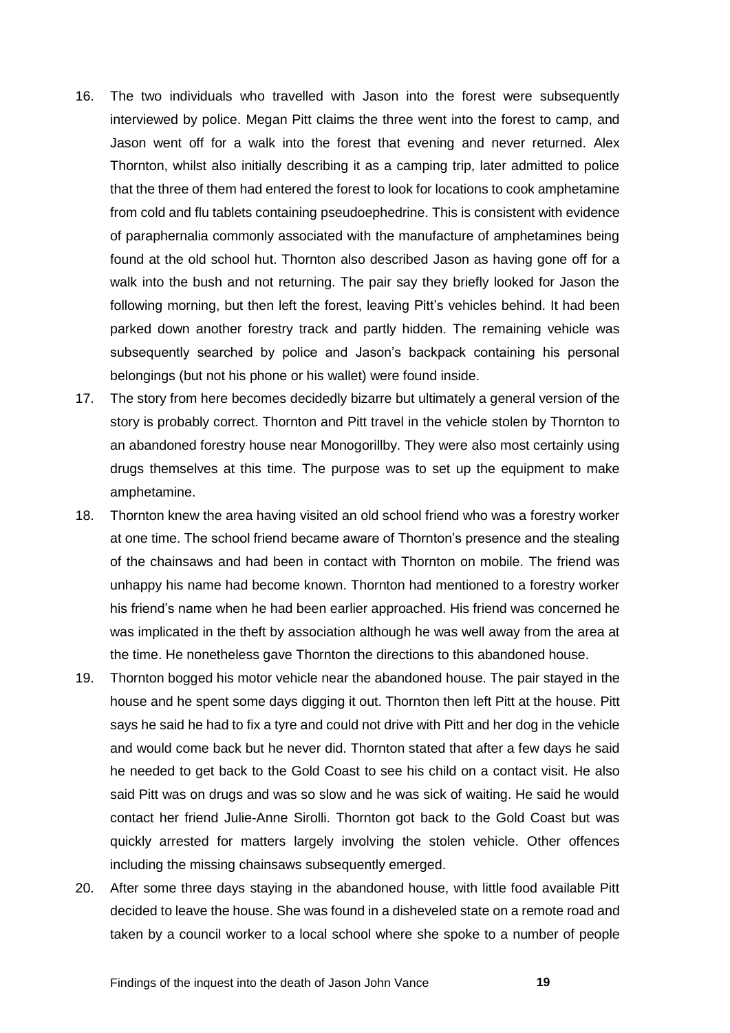16. The two individuals who travelled with Jason into the forest were subsequently interviewed by police. Megan Pitt claims the three went into the forest to camp, and Jason went off for a walk into the forest that evening and never returned. Alex Thornton, whilst also initially describing it as a camping trip, later admitted to police that the three of them had entered the forest to look for locations to cook amphetamine from cold and flu tablets containing pseudoephedrine. This is consistent with evidence of paraphernalia commonly associated with the manufacture of amphetamines being found at the old school hut. Thornton also described Jason as having gone off for a walk into the bush and not returning. The pair say they briefly looked for Jason the following morning, but then left the forest, leaving Pitt's vehicles behind. It had been parked down another forestry track and partly hidden. The remaining vehicle was subsequently searched by police and Jason's backpack containing his personal belongings (but not his phone or his wallet) were found inside.
17. The story from here becomes decidedly bizarre but ultimately a general version of the story is probably correct. Thornton and Pitt travel in the vehicle stolen by Thornton to an abandoned forestry house near Monogorillby. They were also most certainly using drugs themselves at this time. The purpose was to set up the equipment to make amphetamine.
18. Thornton knew the area having visited an old school friend who was a forestry worker at one time. The school friend became aware of Thornton's presence and the stealing of the chainsaws and had been in contact with Thornton on mobile. The friend was unhappy his name had become known. Thornton had mentioned to a forestry worker his friend's name when he had been earlier approached. His friend was concerned he was implicated in the theft by association although he was well away from the area at the time. He nonetheless gave Thornton the directions to this abandoned house.
19. Thornton bogged his motor vehicle near the abandoned house. The pair stayed in the house and he spent some days digging it out. Thornton then left Pitt at the house. Pitt says he said he had to fix a tyre and could not drive with Pitt and her dog in the vehicle and would come back but he never did. Thornton stated that after a few days he said he needed to get back to the Gold Coast to see his child on a contact visit. He also said Pitt was on drugs and was so slow and he was sick of waiting. He said he would contact her friend Julie-Anne Sirolli. Thornton got back to the Gold Coast but was quickly arrested for matters largely involving the stolen vehicle. Other offences including the missing chainsaws subsequently emerged.
20. After some three days staying in the abandoned house, with little food available Pitt decided to leave the house. She was found in a disheveled state on a remote road and taken by a council worker to a local school where she spoke to a number of people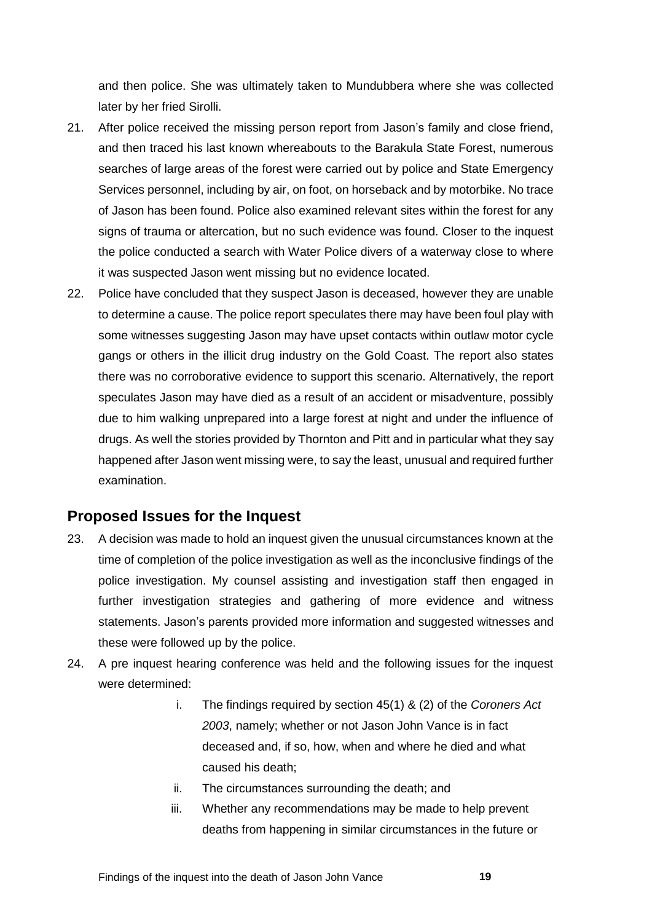and then police. She was ultimately taken to Mundubbera where she was collected later by her fried Sirolli.

21. After police received the missing person report from Jason's family and close friend, and then traced his last known whereabouts to the Barakula State Forest, numerous searches of large areas of the forest were carried out by police and State Emergency Services personnel, including by air, on foot, on horseback and by motorbike. No trace of Jason has been found. Police also examined relevant sites within the forest for any signs of trauma or altercation, but no such evidence was found. Closer to the inquest the police conducted a search with Water Police divers of a waterway close to where it was suspected Jason went missing but no evidence located.

22. Police have concluded that they suspect Jason is deceased, however they are unable to determine a cause. The police report speculates there may have been foul play with some witnesses suggesting Jason may have upset contacts within outlaw motor cycle gangs or others in the illicit drug industry on the Gold Coast. The report also states there was no corroborative evidence to support this scenario. Alternatively, the report speculates Jason may have died as a result of an accident or misadventure, possibly due to him walking unprepared into a large forest at night and under the influence of drugs. As well the stories provided by Thornton and Pitt and in particular what they say happened after Jason went missing were, to say the least, unusual and required further examination.

## Proposed Issues for the Inquest

23. A decision was made to hold an inquest given the unusual circumstances known at the time of completion of the police investigation as well as the inconclusive findings of the police investigation. My counsel assisting and investigation staff then engaged in further investigation strategies and gathering of more evidence and witness statements. Jason's parents provided more information and suggested witnesses and these were followed up by the police.

24. A pre inquest hearing conference was held and the following issues for the inquest were determined:

    i. The findings required by section 45(1) & (2) of the *Coroners Act 2003*, namely; whether or not Jason John Vance is in fact deceased and, if so, how, when and where he died and what caused his death;

    ii. The circumstances surrounding the death; and

    iii. Whether any recommendations may be made to help prevent deaths from happening in similar circumstances in the future or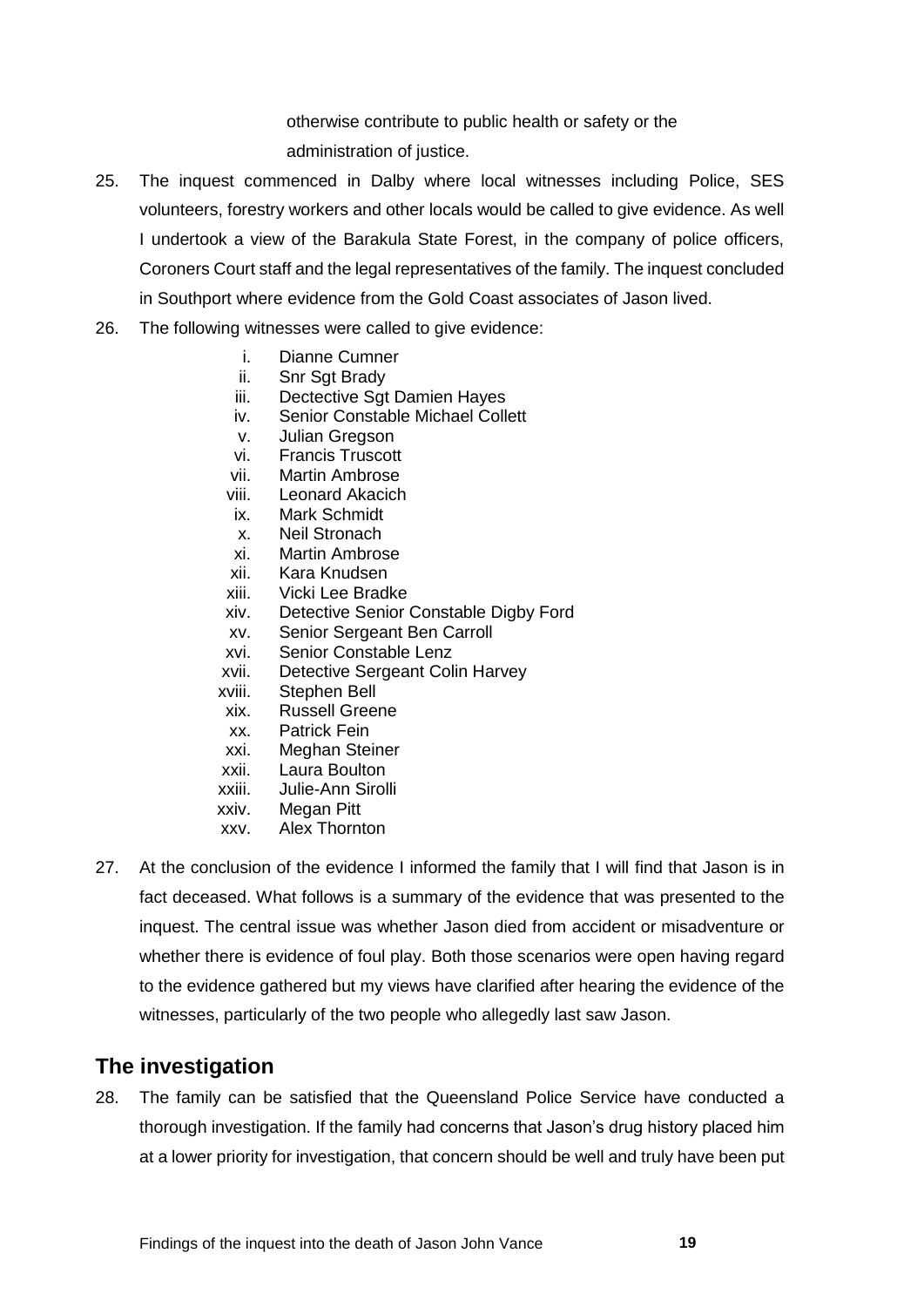otherwise contribute to public health or safety or the administration of justice.

25. The inquest commenced in Dalby where local witnesses including Police, SES volunteers, forestry workers and other locals would be called to give evidence. As well I undertook a view of the Barakula State Forest, in the company of police officers, Coroners Court staff and the legal representatives of the family. The inquest concluded in Southport where evidence from the Gold Coast associates of Jason lived.

26. The following witnesses were called to give evidence:

    i. Dianne Cumner
    ii. Snr Sgt Brady
    iii. Dectective Sgt Damien Hayes
    iv. Senior Constable Michael Collett
    v. Julian Gregson
    vi. Francis Truscott
    vii. Martin Ambrose
    viii. Leonard Akacich
    ix. Mark Schmidt
    x. Neil Stronach
    xi. Martin Ambrose
    xii. Kara Knudsen
    xiii. Vicki Lee Bradke
    xiv. Detective Senior Constable Digby Ford
    xv. Senior Sergeant Ben Carroll
    xvi. Senior Constable Lenz
    xvii. Detective Sergeant Colin Harvey
    xviii. Stephen Bell
    xix. Russell Greene
    xx. Patrick Fein
    xxi. Meghan Steiner
    xxii. Laura Boulton
    xxiii. Julie-Ann Sirolli
    xxiv. Megan Pitt
    xxv. Alex Thornton

27. At the conclusion of the evidence I informed the family that I will find that Jason is in fact deceased. What follows is a summary of the evidence that was presented to the inquest. The central issue was whether Jason died from accident or misadventure or whether there is evidence of foul play. Both those scenarios were open having regard to the evidence gathered but my views have clarified after hearing the evidence of the witnesses, particularly of the two people who allegedly last saw Jason.

## The investigation

28. The family can be satisfied that the Queensland Police Service have conducted a thorough investigation. If the family had concerns that Jason's drug history placed him at a lower priority for investigation, that concern should be well and truly have been put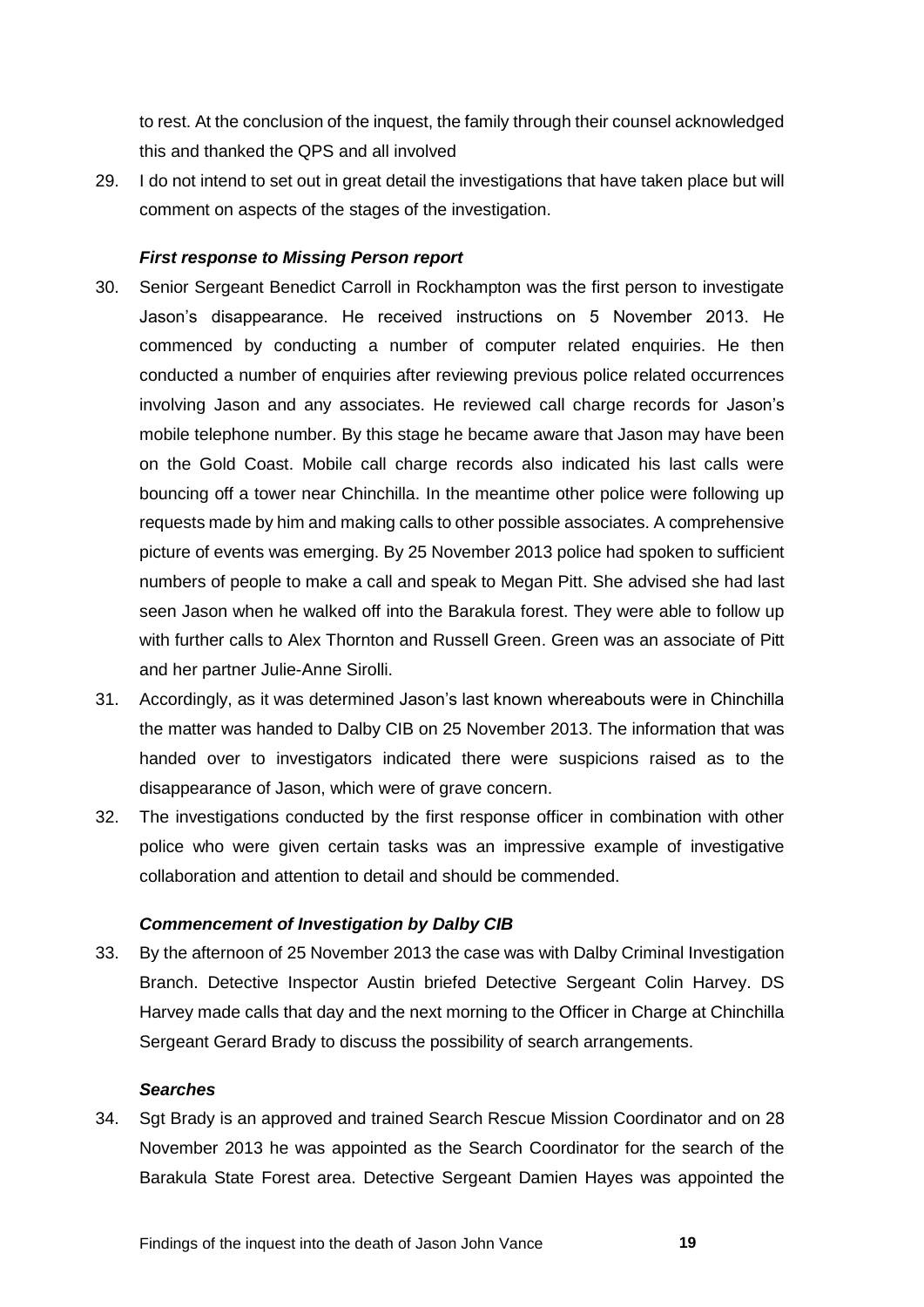to rest. At the conclusion of the inquest, the family through their counsel acknowledged this and thanked the QPS and all involved

29. I do not intend to set out in great detail the investigations that have taken place but will comment on aspects of the stages of the investigation.

### *First response to Missing Person report*

30. Senior Sergeant Benedict Carroll in Rockhampton was the first person to investigate Jason's disappearance. He received instructions on 5 November 2013. He commenced by conducting a number of computer related enquiries. He then conducted a number of enquiries after reviewing previous police related occurrences involving Jason and any associates. He reviewed call charge records for Jason's mobile telephone number. By this stage he became aware that Jason may have been on the Gold Coast. Mobile call charge records also indicated his last calls were bouncing off a tower near Chinchilla. In the meantime other police were following up requests made by him and making calls to other possible associates. A comprehensive picture of events was emerging. By 25 November 2013 police had spoken to sufficient numbers of people to make a call and speak to Megan Pitt. She advised she had last seen Jason when he walked off into the Barakula forest. They were able to follow up with further calls to Alex Thornton and Russell Green. Green was an associate of Pitt and her partner Julie-Anne Sirolli.

31. Accordingly, as it was determined Jason's last known whereabouts were in Chinchilla the matter was handed to Dalby CIB on 25 November 2013. The information that was handed over to investigators indicated there were suspicions raised as to the disappearance of Jason, which were of grave concern.

32. The investigations conducted by the first response officer in combination with other police who were given certain tasks was an impressive example of investigative collaboration and attention to detail and should be commended.

### *Commencement of Investigation by Dalby CIB*

33. By the afternoon of 25 November 2013 the case was with Dalby Criminal Investigation Branch. Detective Inspector Austin briefed Detective Sergeant Colin Harvey. DS Harvey made calls that day and the next morning to the Officer in Charge at Chinchilla Sergeant Gerard Brady to discuss the possibility of search arrangements.

### *Searches*

34. Sgt Brady is an approved and trained Search Rescue Mission Coordinator and on 28 November 2013 he was appointed as the Search Coordinator for the search of the Barakula State Forest area. Detective Sergeant Damien Hayes was appointed the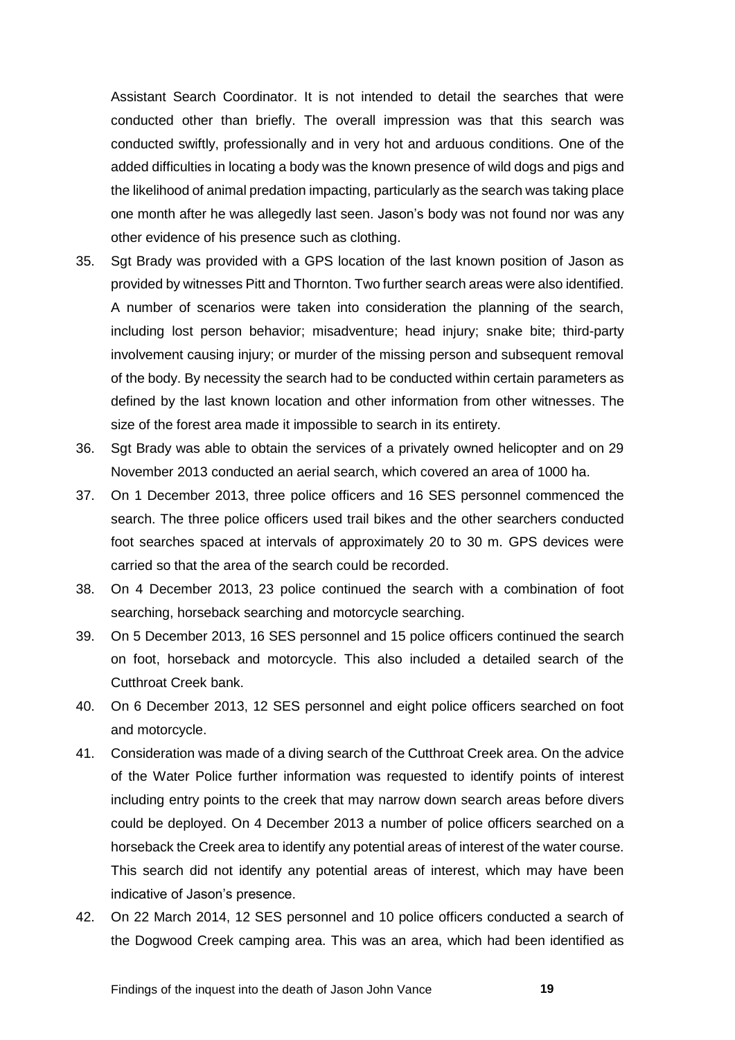Assistant Search Coordinator. It is not intended to detail the searches that were conducted other than briefly. The overall impression was that this search was conducted swiftly, professionally and in very hot and arduous conditions. One of the added difficulties in locating a body was the known presence of wild dogs and pigs and the likelihood of animal predation impacting, particularly as the search was taking place one month after he was allegedly last seen. Jason's body was not found nor was any other evidence of his presence such as clothing.

35. Sgt Brady was provided with a GPS location of the last known position of Jason as provided by witnesses Pitt and Thornton. Two further search areas were also identified. A number of scenarios were taken into consideration the planning of the search, including lost person behavior; misadventure; head injury; snake bite; third-party involvement causing injury; or murder of the missing person and subsequent removal of the body. By necessity the search had to be conducted within certain parameters as defined by the last known location and other information from other witnesses. The size of the forest area made it impossible to search in its entirety.
36. Sgt Brady was able to obtain the services of a privately owned helicopter and on 29 November 2013 conducted an aerial search, which covered an area of 1000 ha.
37. On 1 December 2013, three police officers and 16 SES personnel commenced the search. The three police officers used trail bikes and the other searchers conducted foot searches spaced at intervals of approximately 20 to 30 m. GPS devices were carried so that the area of the search could be recorded.
38. On 4 December 2013, 23 police continued the search with a combination of foot searching, horseback searching and motorcycle searching.
39. On 5 December 2013, 16 SES personnel and 15 police officers continued the search on foot, horseback and motorcycle. This also included a detailed search of the Cutthroat Creek bank.
40. On 6 December 2013, 12 SES personnel and eight police officers searched on foot and motorcycle.
41. Consideration was made of a diving search of the Cutthroat Creek area. On the advice of the Water Police further information was requested to identify points of interest including entry points to the creek that may narrow down search areas before divers could be deployed. On 4 December 2013 a number of police officers searched on a horseback the Creek area to identify any potential areas of interest of the water course. This search did not identify any potential areas of interest, which may have been indicative of Jason's presence.
42. On 22 March 2014, 12 SES personnel and 10 police officers conducted a search of the Dogwood Creek camping area. This was an area, which had been identified as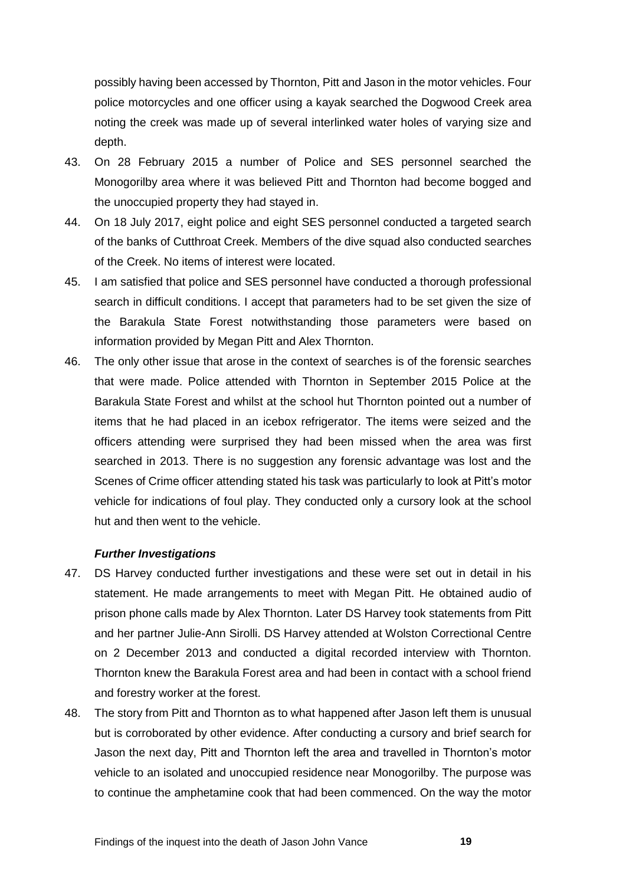possibly having been accessed by Thornton, Pitt and Jason in the motor vehicles. Four police motorcycles and one officer using a kayak searched the Dogwood Creek area noting the creek was made up of several interlinked water holes of varying size and depth.

43. On 28 February 2015 a number of Police and SES personnel searched the Monogorilby area where it was believed Pitt and Thornton had become bogged and the unoccupied property they had stayed in.

44. On 18 July 2017, eight police and eight SES personnel conducted a targeted search of the banks of Cutthroat Creek. Members of the dive squad also conducted searches of the Creek. No items of interest were located.

45. I am satisfied that police and SES personnel have conducted a thorough professional search in difficult conditions. I accept that parameters had to be set given the size of the Barakula State Forest notwithstanding those parameters were based on information provided by Megan Pitt and Alex Thornton.

46. The only other issue that arose in the context of searches is of the forensic searches that were made. Police attended with Thornton in September 2015 Police at the Barakula State Forest and whilst at the school hut Thornton pointed out a number of items that he had placed in an icebox refrigerator. The items were seized and the officers attending were surprised they had been missed when the area was first searched in 2013. There is no suggestion any forensic advantage was lost and the Scenes of Crime officer attending stated his task was particularly to look at Pitt's motor vehicle for indications of foul play. They conducted only a cursory look at the school hut and then went to the vehicle.

### *Further Investigations*

47. DS Harvey conducted further investigations and these were set out in detail in his statement. He made arrangements to meet with Megan Pitt. He obtained audio of prison phone calls made by Alex Thornton. Later DS Harvey took statements from Pitt and her partner Julie-Ann Sirolli. DS Harvey attended at Wolston Correctional Centre on 2 December 2013 and conducted a digital recorded interview with Thornton. Thornton knew the Barakula Forest area and had been in contact with a school friend and forestry worker at the forest.

48. The story from Pitt and Thornton as to what happened after Jason left them is unusual but is corroborated by other evidence. After conducting a cursory and brief search for Jason the next day, Pitt and Thornton left the area and travelled in Thornton's motor vehicle to an isolated and unoccupied residence near Monogorilby. The purpose was to continue the amphetamine cook that had been commenced. On the way the motor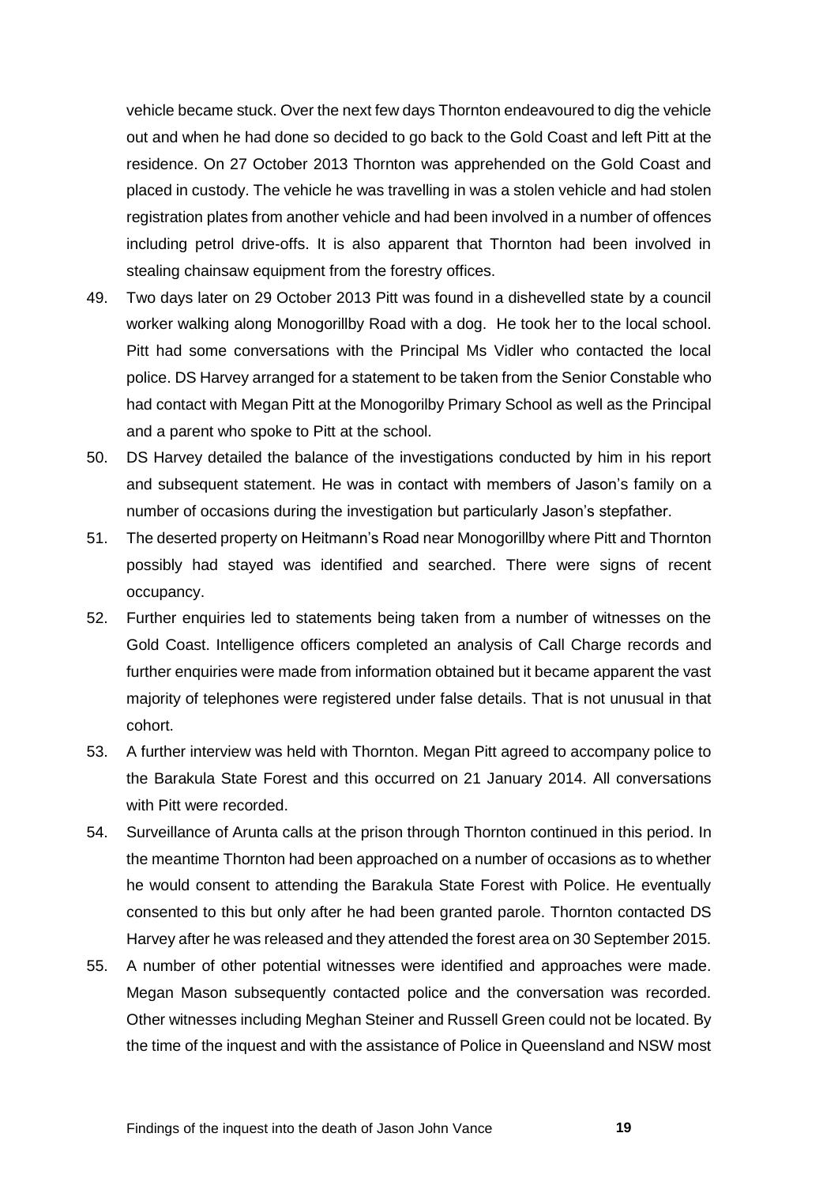vehicle became stuck. Over the next few days Thornton endeavoured to dig the vehicle out and when he had done so decided to go back to the Gold Coast and left Pitt at the residence. On 27 October 2013 Thornton was apprehended on the Gold Coast and placed in custody. The vehicle he was travelling in was a stolen vehicle and had stolen registration plates from another vehicle and had been involved in a number of offences including petrol drive-offs. It is also apparent that Thornton had been involved in stealing chainsaw equipment from the forestry offices.

49. Two days later on 29 October 2013 Pitt was found in a dishevelled state by a council worker walking along Monogorillby Road with a dog. He took her to the local school. Pitt had some conversations with the Principal Ms Vidler who contacted the local police. DS Harvey arranged for a statement to be taken from the Senior Constable who had contact with Megan Pitt at the Monogorilby Primary School as well as the Principal and a parent who spoke to Pitt at the school.
50. DS Harvey detailed the balance of the investigations conducted by him in his report and subsequent statement. He was in contact with members of Jason's family on a number of occasions during the investigation but particularly Jason's stepfather.
51. The deserted property on Heitmann's Road near Monogorillby where Pitt and Thornton possibly had stayed was identified and searched. There were signs of recent occupancy.
52. Further enquiries led to statements being taken from a number of witnesses on the Gold Coast. Intelligence officers completed an analysis of Call Charge records and further enquiries were made from information obtained but it became apparent the vast majority of telephones were registered under false details. That is not unusual in that cohort.
53. A further interview was held with Thornton. Megan Pitt agreed to accompany police to the Barakula State Forest and this occurred on 21 January 2014. All conversations with Pitt were recorded.
54. Surveillance of Arunta calls at the prison through Thornton continued in this period. In the meantime Thornton had been approached on a number of occasions as to whether he would consent to attending the Barakula State Forest with Police. He eventually consented to this but only after he had been granted parole. Thornton contacted DS Harvey after he was released and they attended the forest area on 30 September 2015.
55. A number of other potential witnesses were identified and approaches were made. Megan Mason subsequently contacted police and the conversation was recorded. Other witnesses including Meghan Steiner and Russell Green could not be located. By the time of the inquest and with the assistance of Police in Queensland and NSW most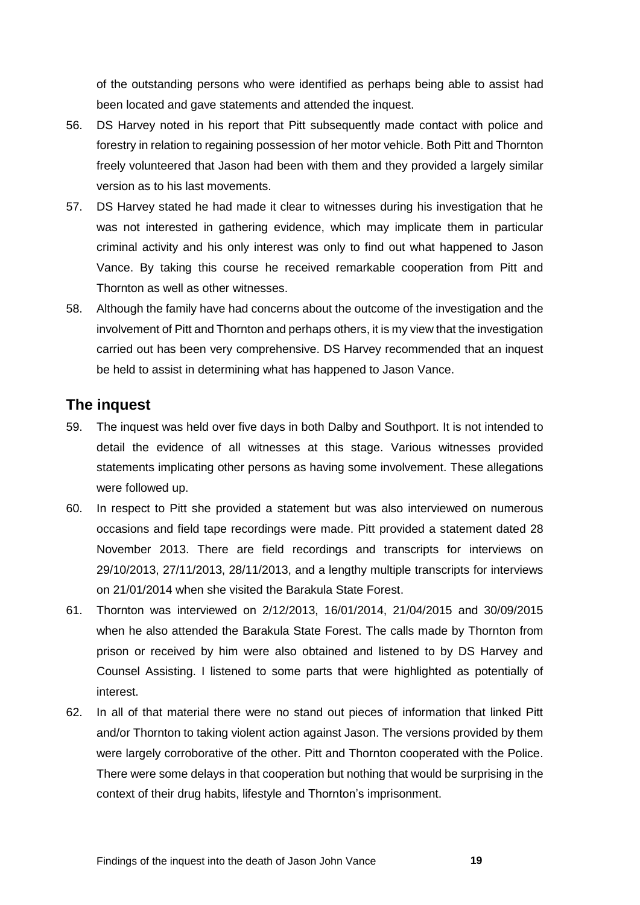of the outstanding persons who were identified as perhaps being able to assist had been located and gave statements and attended the inquest.

56. DS Harvey noted in his report that Pitt subsequently made contact with police and forestry in relation to regaining possession of her motor vehicle. Both Pitt and Thornton freely volunteered that Jason had been with them and they provided a largely similar version as to his last movements.

57. DS Harvey stated he had made it clear to witnesses during his investigation that he was not interested in gathering evidence, which may implicate them in particular criminal activity and his only interest was only to find out what happened to Jason Vance. By taking this course he received remarkable cooperation from Pitt and Thornton as well as other witnesses.

58. Although the family have had concerns about the outcome of the investigation and the involvement of Pitt and Thornton and perhaps others, it is my view that the investigation carried out has been very comprehensive. DS Harvey recommended that an inquest be held to assist in determining what has happened to Jason Vance.

## The inquest

59. The inquest was held over five days in both Dalby and Southport. It is not intended to detail the evidence of all witnesses at this stage. Various witnesses provided statements implicating other persons as having some involvement. These allegations were followed up.

60. In respect to Pitt she provided a statement but was also interviewed on numerous occasions and field tape recordings were made. Pitt provided a statement dated 28 November 2013. There are field recordings and transcripts for interviews on 29/10/2013, 27/11/2013, 28/11/2013, and a lengthy multiple transcripts for interviews on 21/01/2014 when she visited the Barakula State Forest.

61. Thornton was interviewed on 2/12/2013, 16/01/2014, 21/04/2015 and 30/09/2015 when he also attended the Barakula State Forest. The calls made by Thornton from prison or received by him were also obtained and listened to by DS Harvey and Counsel Assisting. I listened to some parts that were highlighted as potentially of interest.

62. In all of that material there were no stand out pieces of information that linked Pitt and/or Thornton to taking violent action against Jason. The versions provided by them were largely corroborative of the other. Pitt and Thornton cooperated with the Police. There were some delays in that cooperation but nothing that would be surprising in the context of their drug habits, lifestyle and Thornton's imprisonment.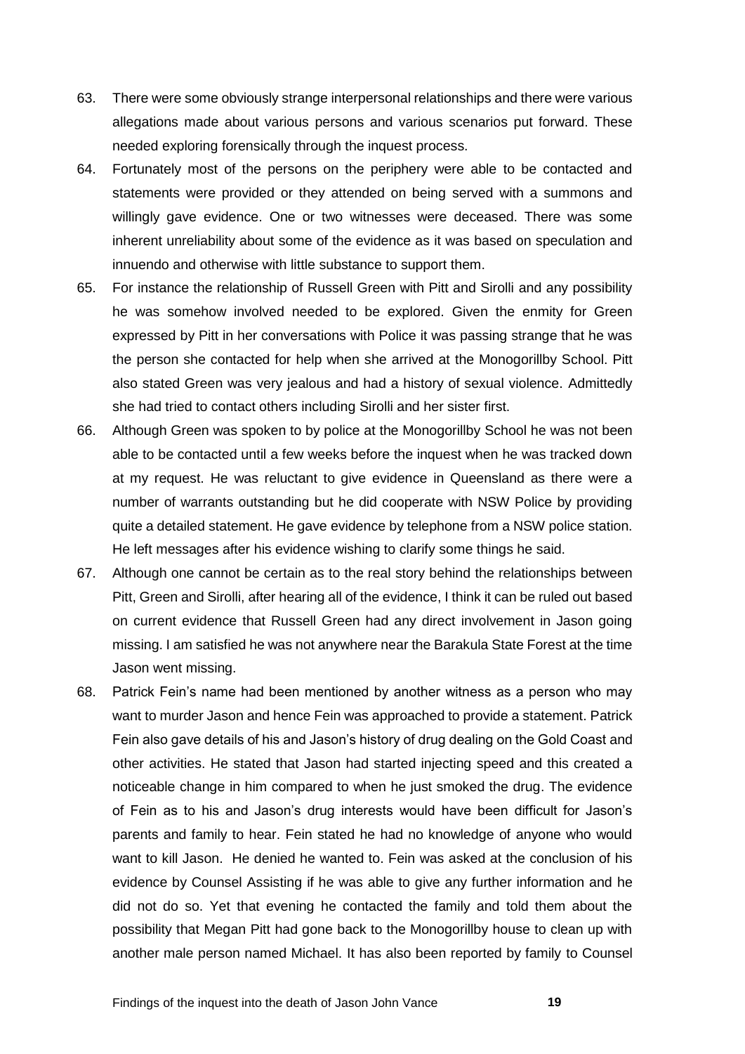63. There were some obviously strange interpersonal relationships and there were various allegations made about various persons and various scenarios put forward. These needed exploring forensically through the inquest process.
64. Fortunately most of the persons on the periphery were able to be contacted and statements were provided or they attended on being served with a summons and willingly gave evidence. One or two witnesses were deceased. There was some inherent unreliability about some of the evidence as it was based on speculation and innuendo and otherwise with little substance to support them.
65. For instance the relationship of Russell Green with Pitt and Sirolli and any possibility he was somehow involved needed to be explored. Given the enmity for Green expressed by Pitt in her conversations with Police it was passing strange that he was the person she contacted for help when she arrived at the Monogorillby School. Pitt also stated Green was very jealous and had a history of sexual violence. Admittedly she had tried to contact others including Sirolli and her sister first.
66. Although Green was spoken to by police at the Monogorillby School he was not been able to be contacted until a few weeks before the inquest when he was tracked down at my request. He was reluctant to give evidence in Queensland as there were a number of warrants outstanding but he did cooperate with NSW Police by providing quite a detailed statement. He gave evidence by telephone from a NSW police station. He left messages after his evidence wishing to clarify some things he said.
67. Although one cannot be certain as to the real story behind the relationships between Pitt, Green and Sirolli, after hearing all of the evidence, I think it can be ruled out based on current evidence that Russell Green had any direct involvement in Jason going missing. I am satisfied he was not anywhere near the Barakula State Forest at the time Jason went missing.
68. Patrick Fein's name had been mentioned by another witness as a person who may want to murder Jason and hence Fein was approached to provide a statement. Patrick Fein also gave details of his and Jason's history of drug dealing on the Gold Coast and other activities. He stated that Jason had started injecting speed and this created a noticeable change in him compared to when he just smoked the drug. The evidence of Fein as to his and Jason's drug interests would have been difficult for Jason's parents and family to hear. Fein stated he had no knowledge of anyone who would want to kill Jason. He denied he wanted to. Fein was asked at the conclusion of his evidence by Counsel Assisting if he was able to give any further information and he did not do so. Yet that evening he contacted the family and told them about the possibility that Megan Pitt had gone back to the Monogorillby house to clean up with another male person named Michael. It has also been reported by family to Counsel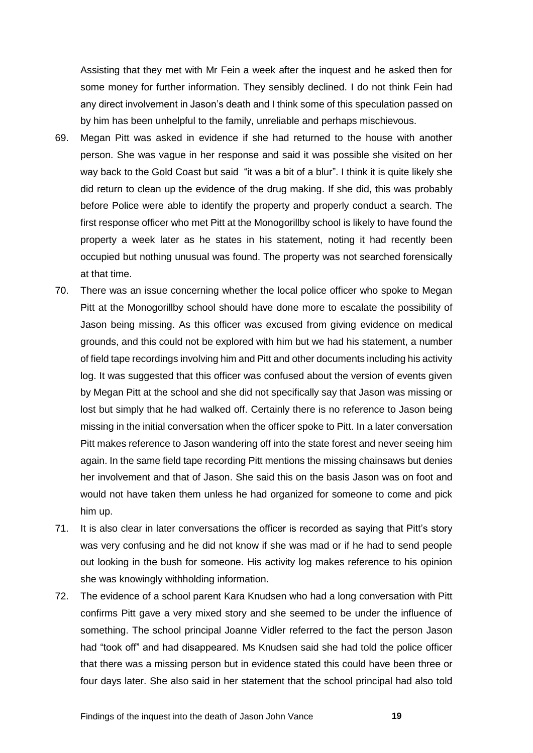Assisting that they met with Mr Fein a week after the inquest and he asked then for some money for further information. They sensibly declined. I do not think Fein had any direct involvement in Jason's death and I think some of this speculation passed on by him has been unhelpful to the family, unreliable and perhaps mischievous.

69. Megan Pitt was asked in evidence if she had returned to the house with another person. She was vague in her response and said it was possible she visited on her way back to the Gold Coast but said "it was a bit of a blur". I think it is quite likely she did return to clean up the evidence of the drug making. If she did, this was probably before Police were able to identify the property and properly conduct a search. The first response officer who met Pitt at the Monogorillby school is likely to have found the property a week later as he states in his statement, noting it had recently been occupied but nothing unusual was found. The property was not searched forensically at that time.

70. There was an issue concerning whether the local police officer who spoke to Megan Pitt at the Monogorillby school should have done more to escalate the possibility of Jason being missing. As this officer was excused from giving evidence on medical grounds, and this could not be explored with him but we had his statement, a number of field tape recordings involving him and Pitt and other documents including his activity log. It was suggested that this officer was confused about the version of events given by Megan Pitt at the school and she did not specifically say that Jason was missing or lost but simply that he had walked off. Certainly there is no reference to Jason being missing in the initial conversation when the officer spoke to Pitt. In a later conversation Pitt makes reference to Jason wandering off into the state forest and never seeing him again. In the same field tape recording Pitt mentions the missing chainsaws but denies her involvement and that of Jason. She said this on the basis Jason was on foot and would not have taken them unless he had organized for someone to come and pick him up.

71. It is also clear in later conversations the officer is recorded as saying that Pitt's story was very confusing and he did not know if she was mad or if he had to send people out looking in the bush for someone. His activity log makes reference to his opinion she was knowingly withholding information.

72. The evidence of a school parent Kara Knudsen who had a long conversation with Pitt confirms Pitt gave a very mixed story and she seemed to be under the influence of something. The school principal Joanne Vidler referred to the fact the person Jason had "took off" and had disappeared. Ms Knudsen said she had told the police officer that there was a missing person but in evidence stated this could have been three or four days later. She also said in her statement that the school principal had also told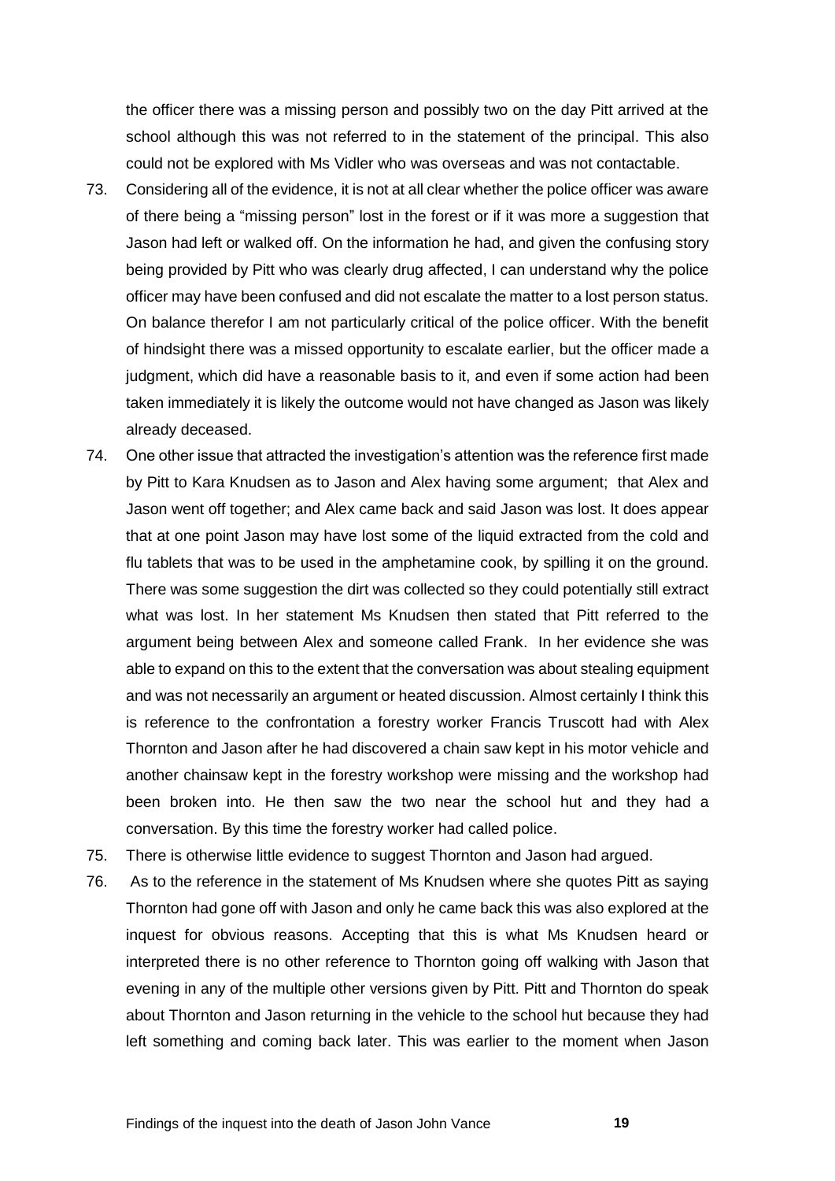the officer there was a missing person and possibly two on the day Pitt arrived at the school although this was not referred to in the statement of the principal. This also could not be explored with Ms Vidler who was overseas and was not contactable.

73. Considering all of the evidence, it is not at all clear whether the police officer was aware of there being a "missing person" lost in the forest or if it was more a suggestion that Jason had left or walked off. On the information he had, and given the confusing story being provided by Pitt who was clearly drug affected, I can understand why the police officer may have been confused and did not escalate the matter to a lost person status. On balance therefor I am not particularly critical of the police officer. With the benefit of hindsight there was a missed opportunity to escalate earlier, but the officer made a judgment, which did have a reasonable basis to it, and even if some action had been taken immediately it is likely the outcome would not have changed as Jason was likely already deceased.

74. One other issue that attracted the investigation's attention was the reference first made by Pitt to Kara Knudsen as to Jason and Alex having some argument; that Alex and Jason went off together; and Alex came back and said Jason was lost. It does appear that at one point Jason may have lost some of the liquid extracted from the cold and flu tablets that was to be used in the amphetamine cook, by spilling it on the ground. There was some suggestion the dirt was collected so they could potentially still extract what was lost. In her statement Ms Knudsen then stated that Pitt referred to the argument being between Alex and someone called Frank. In her evidence she was able to expand on this to the extent that the conversation was about stealing equipment and was not necessarily an argument or heated discussion. Almost certainly I think this is reference to the confrontation a forestry worker Francis Truscott had with Alex Thornton and Jason after he had discovered a chain saw kept in his motor vehicle and another chainsaw kept in the forestry workshop were missing and the workshop had been broken into. He then saw the two near the school hut and they had a conversation. By this time the forestry worker had called police.

75. There is otherwise little evidence to suggest Thornton and Jason had argued.

76. As to the reference in the statement of Ms Knudsen where she quotes Pitt as saying Thornton had gone off with Jason and only he came back this was also explored at the inquest for obvious reasons. Accepting that this is what Ms Knudsen heard or interpreted there is no other reference to Thornton going off walking with Jason that evening in any of the multiple other versions given by Pitt. Pitt and Thornton do speak about Thornton and Jason returning in the vehicle to the school hut because they had left something and coming back later. This was earlier to the moment when Jason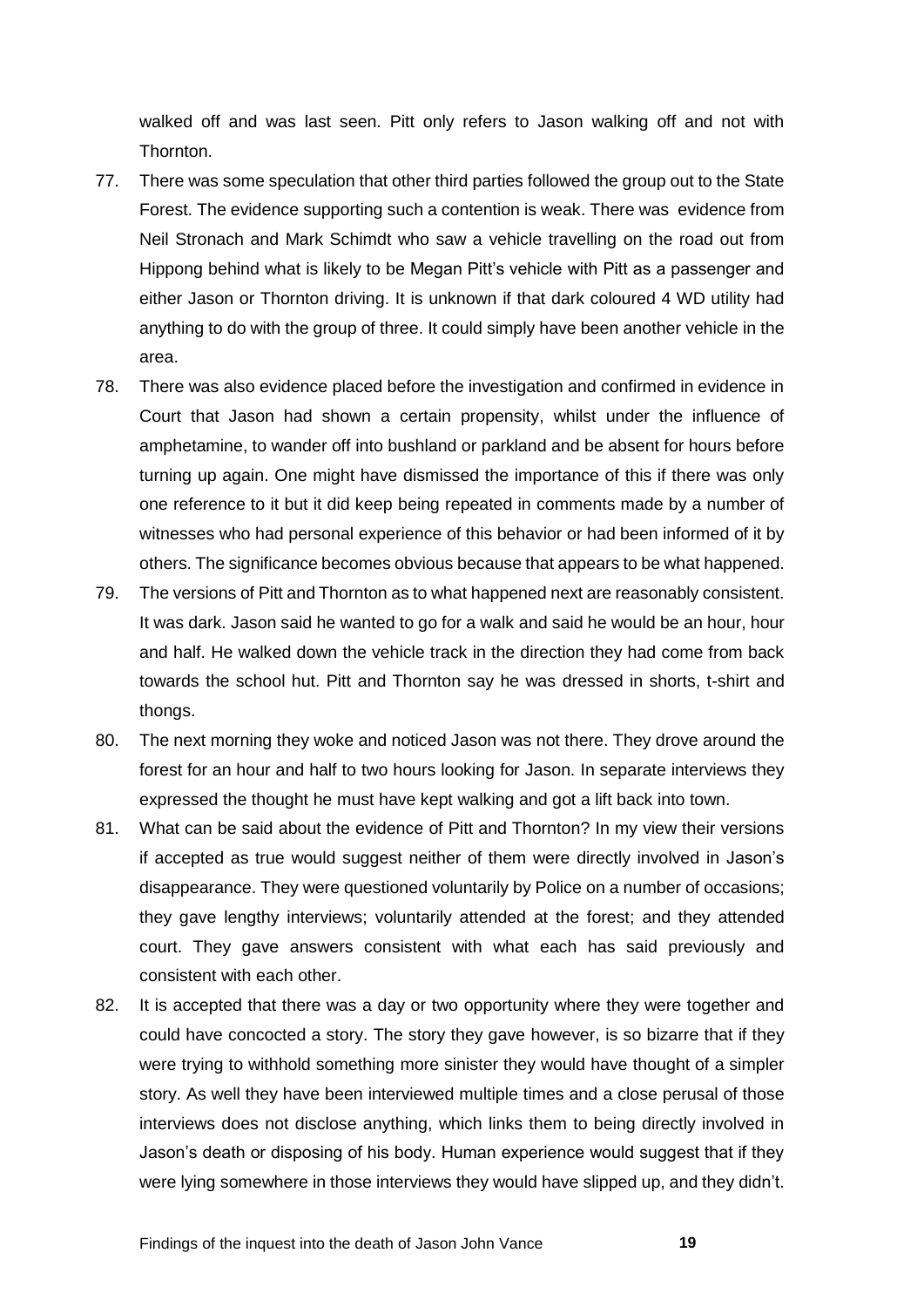walked off and was last seen. Pitt only refers to Jason walking off and not with Thornton.

77. There was some speculation that other third parties followed the group out to the State Forest. The evidence supporting such a contention is weak. There was evidence from Neil Stronach and Mark Schimdt who saw a vehicle travelling on the road out from Hippong behind what is likely to be Megan Pitt's vehicle with Pitt as a passenger and either Jason or Thornton driving. It is unknown if that dark coloured 4 WD utility had anything to do with the group of three. It could simply have been another vehicle in the area.

78. There was also evidence placed before the investigation and confirmed in evidence in Court that Jason had shown a certain propensity, whilst under the influence of amphetamine, to wander off into bushland or parkland and be absent for hours before turning up again. One might have dismissed the importance of this if there was only one reference to it but it did keep being repeated in comments made by a number of witnesses who had personal experience of this behavior or had been informed of it by others. The significance becomes obvious because that appears to be what happened.

79. The versions of Pitt and Thornton as to what happened next are reasonably consistent. It was dark. Jason said he wanted to go for a walk and said he would be an hour, hour and half. He walked down the vehicle track in the direction they had come from back towards the school hut. Pitt and Thornton say he was dressed in shorts, t-shirt and thongs.

80. The next morning they woke and noticed Jason was not there. They drove around the forest for an hour and half to two hours looking for Jason. In separate interviews they expressed the thought he must have kept walking and got a lift back into town.

81. What can be said about the evidence of Pitt and Thornton? In my view their versions if accepted as true would suggest neither of them were directly involved in Jason's disappearance. They were questioned voluntarily by Police on a number of occasions; they gave lengthy interviews; voluntarily attended at the forest; and they attended court. They gave answers consistent with what each has said previously and consistent with each other.

82. It is accepted that there was a day or two opportunity where they were together and could have concocted a story. The story they gave however, is so bizarre that if they were trying to withhold something more sinister they would have thought of a simpler story. As well they have been interviewed multiple times and a close perusal of those interviews does not disclose anything, which links them to being directly involved in Jason's death or disposing of his body. Human experience would suggest that if they were lying somewhere in those interviews they would have slipped up, and they didn't.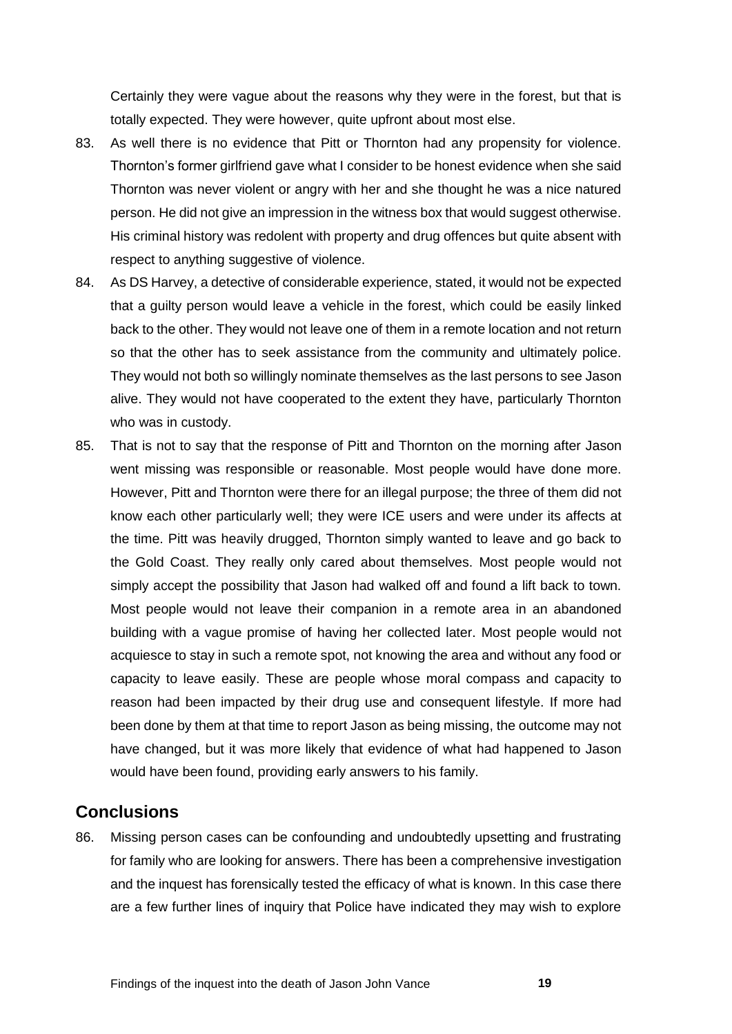Certainly they were vague about the reasons why they were in the forest, but that is totally expected. They were however, quite upfront about most else.

83. As well there is no evidence that Pitt or Thornton had any propensity for violence. Thornton's former girlfriend gave what I consider to be honest evidence when she said Thornton was never violent or angry with her and she thought he was a nice natured person. He did not give an impression in the witness box that would suggest otherwise. His criminal history was redolent with property and drug offences but quite absent with respect to anything suggestive of violence.

84. As DS Harvey, a detective of considerable experience, stated, it would not be expected that a guilty person would leave a vehicle in the forest, which could be easily linked back to the other. They would not leave one of them in a remote location and not return so that the other has to seek assistance from the community and ultimately police. They would not both so willingly nominate themselves as the last persons to see Jason alive. They would not have cooperated to the extent they have, particularly Thornton who was in custody.

85. That is not to say that the response of Pitt and Thornton on the morning after Jason went missing was responsible or reasonable. Most people would have done more. However, Pitt and Thornton were there for an illegal purpose; the three of them did not know each other particularly well; they were ICE users and were under its affects at the time. Pitt was heavily drugged, Thornton simply wanted to leave and go back to the Gold Coast. They really only cared about themselves. Most people would not simply accept the possibility that Jason had walked off and found a lift back to town. Most people would not leave their companion in a remote area in an abandoned building with a vague promise of having her collected later. Most people would not acquiesce to stay in such a remote spot, not knowing the area and without any food or capacity to leave easily. These are people whose moral compass and capacity to reason had been impacted by their drug use and consequent lifestyle. If more had been done by them at that time to report Jason as being missing, the outcome may not have changed, but it was more likely that evidence of what had happened to Jason would have been found, providing early answers to his family.

## Conclusions

86. Missing person cases can be confounding and undoubtedly upsetting and frustrating for family who are looking for answers. There has been a comprehensive investigation and the inquest has forensically tested the efficacy of what is known. In this case there are a few further lines of inquiry that Police have indicated they may wish to explore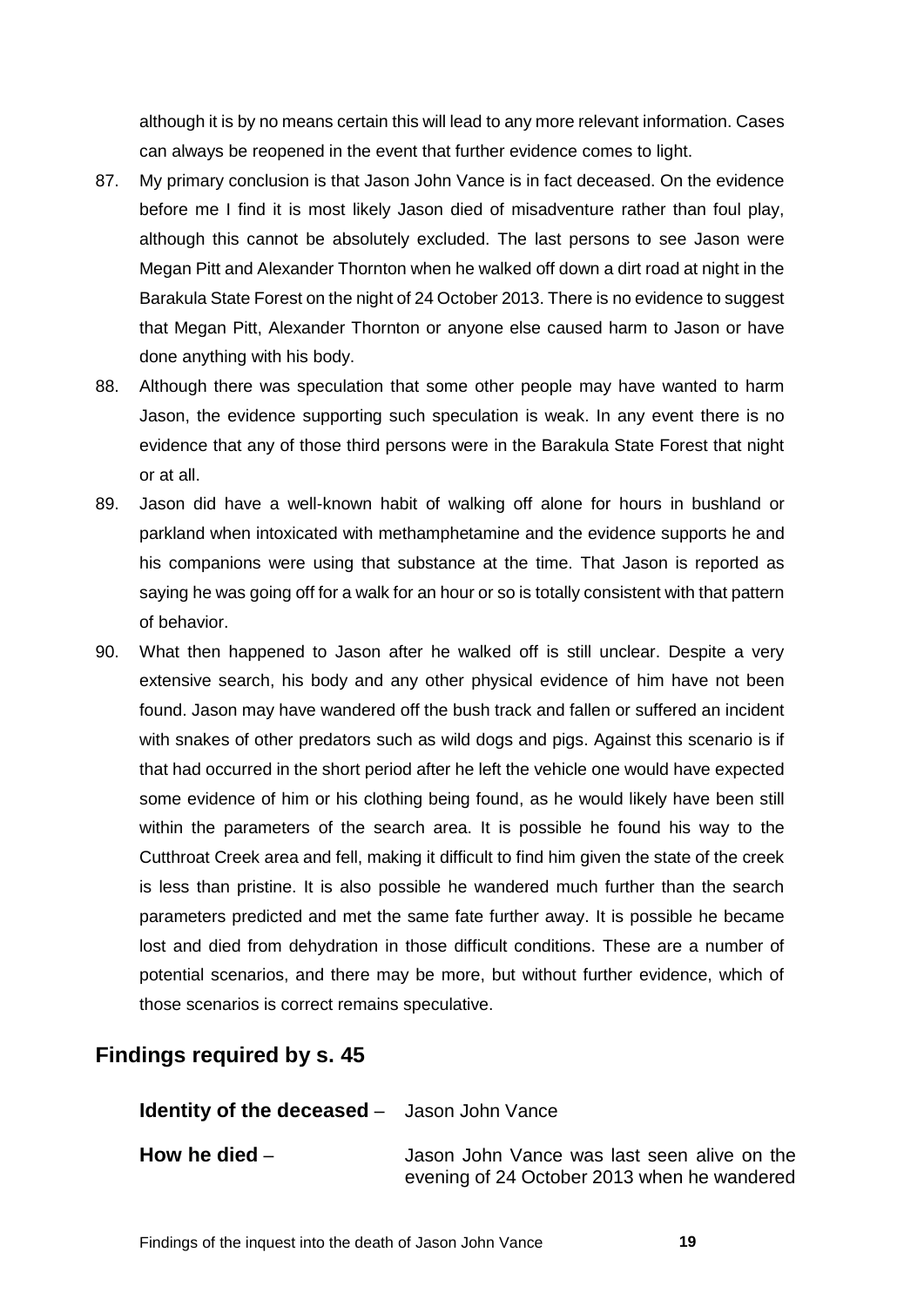although it is by no means certain this will lead to any more relevant information. Cases can always be reopened in the event that further evidence comes to light.

87. My primary conclusion is that Jason John Vance is in fact deceased. On the evidence before me I find it is most likely Jason died of misadventure rather than foul play, although this cannot be absolutely excluded. The last persons to see Jason were Megan Pitt and Alexander Thornton when he walked off down a dirt road at night in the Barakula State Forest on the night of 24 October 2013. There is no evidence to suggest that Megan Pitt, Alexander Thornton or anyone else caused harm to Jason or have done anything with his body.

88. Although there was speculation that some other people may have wanted to harm Jason, the evidence supporting such speculation is weak. In any event there is no evidence that any of those third persons were in the Barakula State Forest that night or at all.

89. Jason did have a well-known habit of walking off alone for hours in bushland or parkland when intoxicated with methamphetamine and the evidence supports he and his companions were using that substance at the time. That Jason is reported as saying he was going off for a walk for an hour or so is totally consistent with that pattern of behavior.

90. What then happened to Jason after he walked off is still unclear. Despite a very extensive search, his body and any other physical evidence of him have not been found. Jason may have wandered off the bush track and fallen or suffered an incident with snakes of other predators such as wild dogs and pigs. Against this scenario is if that had occurred in the short period after he left the vehicle one would have expected some evidence of him or his clothing being found, as he would likely have been still within the parameters of the search area. It is possible he found his way to the Cutthroat Creek area and fell, making it difficult to find him given the state of the creek is less than pristine. It is also possible he wandered much further than the search parameters predicted and met the same fate further away. It is possible he became lost and died from dehydration in those difficult conditions. These are a number of potential scenarios, and there may be more, but without further evidence, which of those scenarios is correct remains speculative.

## Findings required by s. 45

**Identity of the deceased** – Jason John Vance

**How he died** – Jason John Vance was last seen alive on the evening of 24 October 2013 when he wandered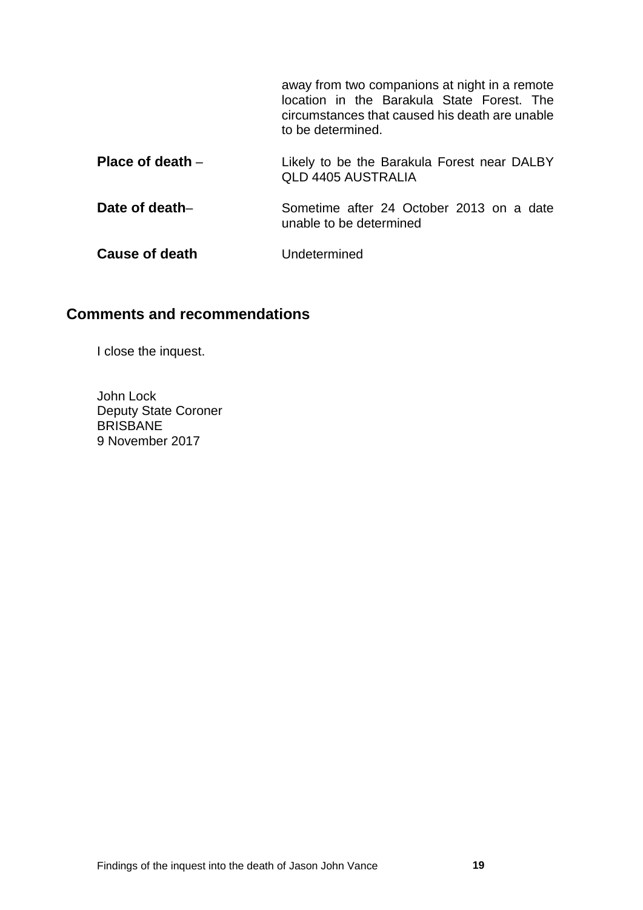away from two companions at night in a remote location in the Barakula State Forest. The circumstances that caused his death are unable to be determined.

| | |
|---|---|
| **Place of death** – | Likely to be the Barakula Forest near DALBY QLD 4405 AUSTRALIA |
| **Date of death**– | Sometime after 24 October 2013 on a date unable to be determined |
| **Cause of death** | Undetermined |

## Comments and recommendations

I close the inquest.

John Lock  
Deputy State Coroner  
BRISBANE  
9 November 2017